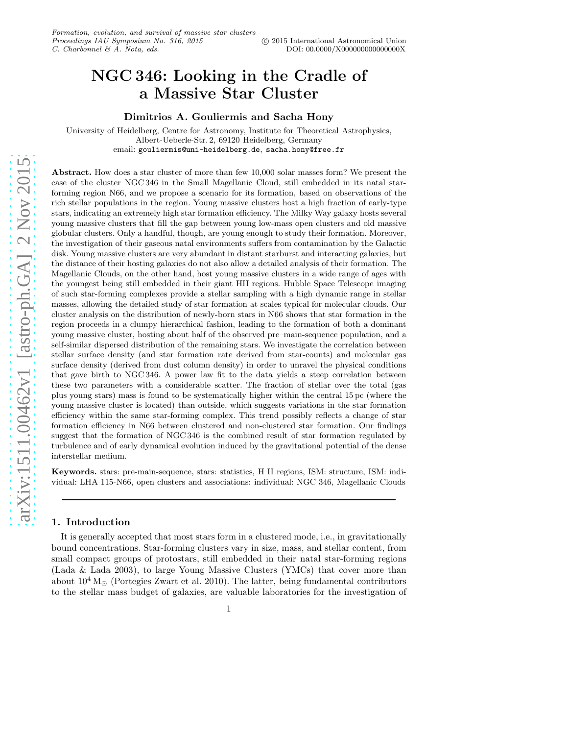# NGC 346: Looking in the Cradle of a Massive Star Cluster

**Dimitrios A. Gouliermis and Sacha Hony**

University of Heidelberg, Centre for Astronomy, Institute for Theoretical Astrophysics, Albert-Ueberle-Str. 2, 69120 Heidelberg, Germany
email: gouliermis@uni-heidelberg.de, sacha.hony@free.fr

**Abstract.** How does a star cluster of more than few 10,000 solar masses form? We present the case of the cluster NGC 346 in the Small Magellanic Cloud, still embedded in its natal star-forming region N66, and we propose a scenario for its formation, based on observations of the rich stellar populations in the region. Young massive clusters host a high fraction of early-type stars, indicating an extremely high star formation efficiency. The Milky Way galaxy hosts several young massive clusters that fill the gap between young low-mass open clusters and old massive globular clusters. Only a handful, though, are young enough to study their formation. Moreover, the investigation of their gaseous natal environments suffers from contamination by the Galactic disk. Young massive clusters are very abundant in distant starburst and interacting galaxies, but the distance of their hosting galaxies do not also allow a detailed analysis of their formation. The Magellanic Clouds, on the other hand, host young massive clusters in a wide range of ages with the youngest being still embedded in their giant HII regions. Hubble Space Telescope imaging of such star-forming complexes provide a stellar sampling with a high dynamic range in stellar masses, allowing the detailed study of star formation at scales typical for molecular clouds. Our cluster analysis on the distribution of newly-born stars in N66 shows that star formation in the region proceeds in a clumpy hierarchical fashion, leading to the formation of both a dominant young massive cluster, hosting about half of the observed pre–main-sequence population, and a self-similar dispersed distribution of the remaining stars. We investigate the correlation between stellar surface density (and star formation rate derived from star-counts) and molecular gas surface density (derived from dust column density) in order to unravel the physical conditions that gave birth to NGC 346. A power law fit to the data yields a steep correlation between these two parameters with a considerable scatter. The fraction of stellar over the total (gas plus young stars) mass is found to be systematically higher within the central 15 pc (where the young massive cluster is located) than outside, which suggests variations in the star formation efficiency within the same star-forming complex. This trend possibly reflects a change of star formation efficiency in N66 between clustered and non-clustered star formation. Our findings suggest that the formation of NGC 346 is the combined result of star formation regulated by turbulence and of early dynamical evolution induced by the gravitational potential of the dense interstellar medium.

**Keywords.** stars: pre-main-sequence, stars: statistics, H II regions, ISM: structure, ISM: individual: LHA 115-N66, open clusters and associations: individual: NGC 346, Magellanic Clouds

## 1. Introduction

It is generally accepted that most stars form in a clustered mode, i.e., in gravitationally bound concentrations. Star-forming clusters vary in size, mass, and stellar content, from small compact groups of protostars, still embedded in their natal star-forming regions (Lada & Lada 2003), to large Young Massive Clusters (YMCs) that cover more than about $10^4\,M_\odot$ (Portegies Zwart et al. 2010). The latter, being fundamental contributors to the stellar mass budget of galaxies, are valuable laboratories for the investigation of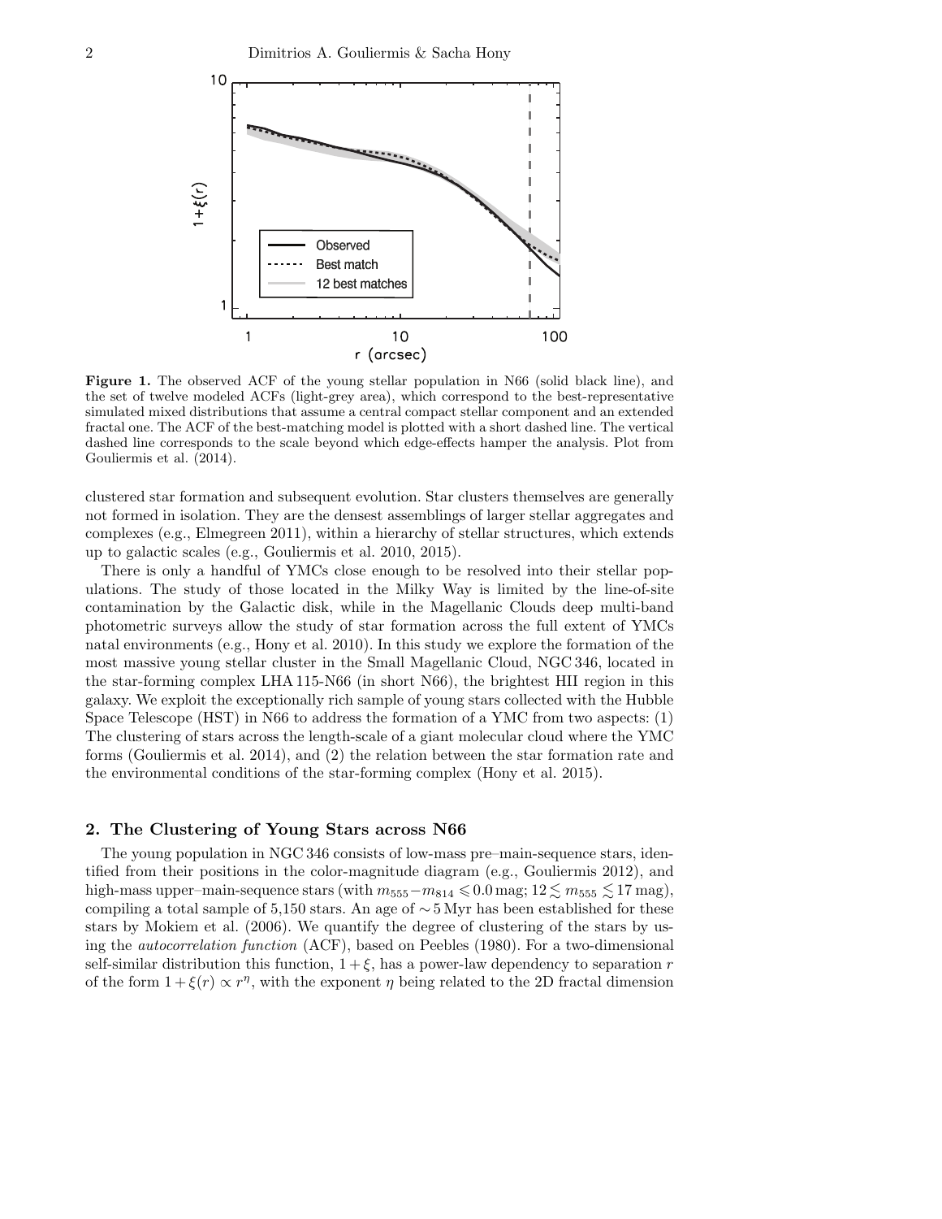**Figure 1.** The observed ACF of the young stellar population in N66 (solid black line), and the set of twelve modeled ACFs (light-grey area), which correspond to the best-representative simulated mixed distributions that assume a central compact stellar component and an extended fractal one. The ACF of the best-matching model is plotted with a short dashed line. The vertical dashed line corresponds to the scale beyond which edge-effects hamper the analysis. Plot from Gouliermis et al. (2014).

clustered star formation and subsequent evolution. Star clusters themselves are generally not formed in isolation. They are the densest assemblings of larger stellar aggregates and complexes (e.g., Elmegreen 2011), within a hierarchy of stellar structures, which extends up to galactic scales (e.g., Gouliermis et al. 2010, 2015).

There is only a handful of YMCs close enough to be resolved into their stellar populations. The study of those located in the Milky Way is limited by the line-of-site contamination by the Galactic disk, while in the Magellanic Clouds deep multi-band photometric surveys allow the study of star formation across the full extent of YMCs natal environments (e.g., Hony et al. 2010). In this study we explore the formation of the most massive young stellar cluster in the Small Magellanic Cloud, NGC 346, located in the star-forming complex LHA 115-N66 (in short N66), the brightest HII region in this galaxy. We exploit the exceptionally rich sample of young stars collected with the Hubble Space Telescope (HST) in N66 to address the formation of a YMC from two aspects: (1) The clustering of stars across the length-scale of a giant molecular cloud where the YMC forms (Gouliermis et al. 2014), and (2) the relation between the star formation rate and the environmental conditions of the star-forming complex (Hony et al. 2015).

## 2. The Clustering of Young Stars across N66

The young population in NGC 346 consists of low-mass pre–main-sequence stars, identified from their positions in the color-magnitude diagram (e.g., Gouliermis 2012), and high-mass upper–main-sequence stars (with $m_{555} - m_{814} \leqslant 0.0$ mag; $12 \lesssim m_{555} \lesssim 17$ mag), compiling a total sample of 5,150 stars. An age of $\sim 5$ Myr has been established for these stars by Mokiem et al. (2006). We quantify the degree of clustering of the stars by using the *autocorrelation function* (ACF), based on Peebles (1980). For a two-dimensional self-similar distribution this function, $1 + \xi$, has a power-law dependency to separation $r$ of the form $1 + \xi(r) \propto r^{\eta}$, with the exponent $\eta$ being related to the 2D fractal dimension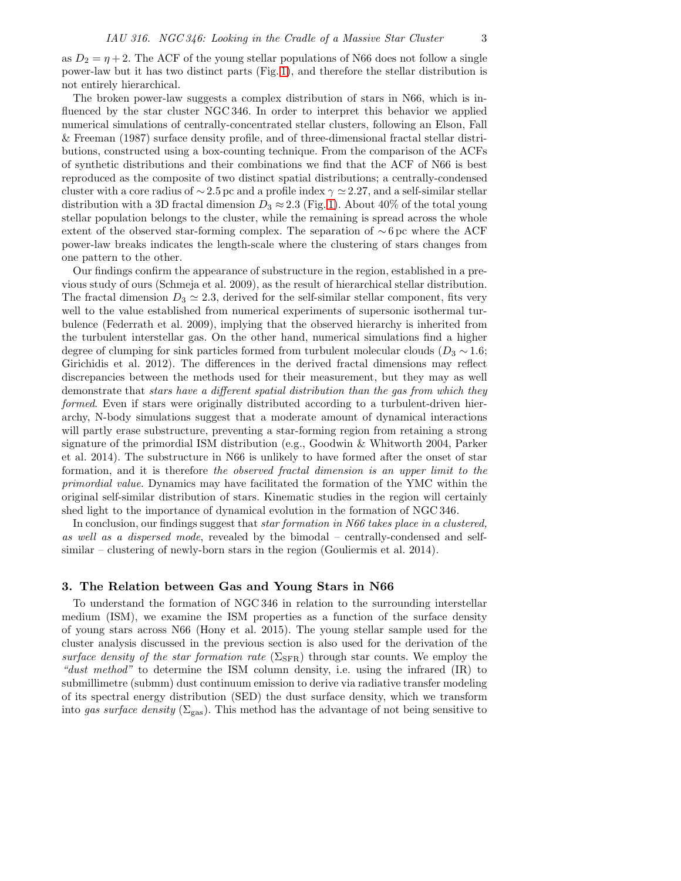as $D_2 = \eta + 2$. The ACF of the young stellar populations of N66 does not follow a single power-law but it has two distinct parts (Fig. 1), and therefore the stellar distribution is not entirely hierarchical.

The broken power-law suggests a complex distribution of stars in N66, which is influenced by the star cluster NGC 346. In order to interpret this behavior we applied numerical simulations of centrally-concentrated stellar clusters, following an Elson, Fall & Freeman (1987) surface density profile, and of three-dimensional fractal stellar distributions, constructed using a box-counting technique. From the comparison of the ACFs of synthetic distributions and their combinations we find that the ACF of N66 is best reproduced as the composite of two distinct spatial distributions; a centrally-condensed cluster with a core radius of $\sim 2.5$ pc and a profile index $\gamma \simeq 2.27$, and a self-similar stellar distribution with a 3D fractal dimension $D_3 \approx 2.3$ (Fig. 1). About 40% of the total young stellar population belongs to the cluster, while the remaining is spread across the whole extent of the observed star-forming complex. The separation of $\sim 6$ pc where the ACF power-law breaks indicates the length-scale where the clustering of stars changes from one pattern to the other.

Our findings confirm the appearance of substructure in the region, established in a previous study of ours (Schmeja et al. 2009), as the result of hierarchical stellar distribution. The fractal dimension $D_3 \simeq 2.3$, derived for the self-similar stellar component, fits very well to the value established from numerical experiments of supersonic isothermal turbulence (Federrath et al. 2009), implying that the observed hierarchy is inherited from the turbulent interstellar gas. On the other hand, numerical simulations find a higher degree of clumping for sink particles formed from turbulent molecular clouds ($D_3 \sim 1.6$; Girichidis et al. 2012). The differences in the derived fractal dimensions may reflect discrepancies between the methods used for their measurement, but they may as well demonstrate that *stars have a different spatial distribution than the gas from which they formed*. Even if stars were originally distributed according to a turbulent-driven hierarchy, N-body simulations suggest that a moderate amount of dynamical interactions will partly erase substructure, preventing a star-forming region from retaining a strong signature of the primordial ISM distribution (e.g., Goodwin & Whitworth 2004, Parker et al. 2014). The substructure in N66 is unlikely to have formed after the onset of star formation, and it is therefore *the observed fractal dimension is an upper limit to the primordial value*. Dynamics may have facilitated the formation of the YMC within the original self-similar distribution of stars. Kinematic studies in the region will certainly shed light to the importance of dynamical evolution in the formation of NGC 346.

In conclusion, our findings suggest that *star formation in N66 takes place in a clustered, as well as a dispersed mode*, revealed by the bimodal – centrally-condensed and self-similar – clustering of newly-born stars in the region (Gouliermis et al. 2014).

## 3. The Relation between Gas and Young Stars in N66

To understand the formation of NGC 346 in relation to the surrounding interstellar medium (ISM), we examine the ISM properties as a function of the surface density of young stars across N66 (Hony et al. 2015). The young stellar sample used for the cluster analysis discussed in the previous section is also used for the derivation of the *surface density of the star formation rate* ($\Sigma_{\rm SFR}$) through star counts. We employ the *"dust method"* to determine the ISM column density, i.e. using the infrared (IR) to submillimetre (submm) dust continuum emission to derive via radiative transfer modeling of its spectral energy distribution (SED) the dust surface density, which we transform into *gas surface density* ($\Sigma_{\rm gas}$). This method has the advantage of not being sensitive to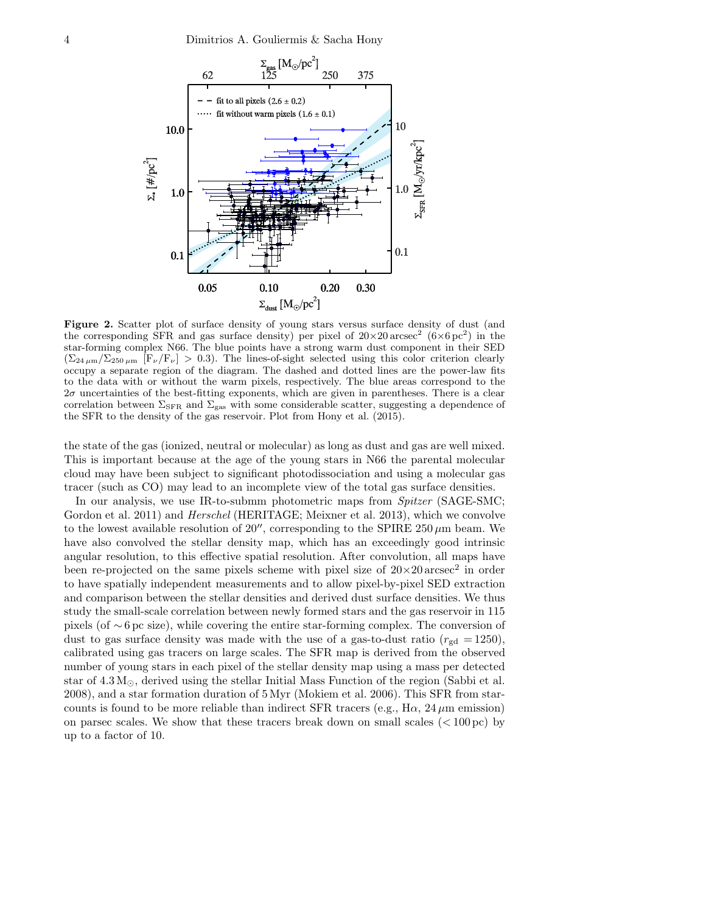**Figure 2.** Scatter plot of surface density of young stars versus surface density of dust (and the corresponding SFR and gas surface density) per pixel of $20{\times}20\,\mathrm{arcsec}^2$ ($6{\times}6\,\mathrm{pc}^2$) in the star-forming complex N66. The blue points have a strong warm dust component in their SED ($\Sigma_{24\,\mu\mathrm{m}}/\Sigma_{250\,\mu\mathrm{m}}$ [$\mathrm{F}_\nu/\mathrm{F}_\nu$] $> 0.3$). The lines-of-sight selected using this color criterion clearly occupy a separate region of the diagram. The dashed and dotted lines are the power-law fits to the data with or without the warm pixels, respectively. The blue areas correspond to the $2\sigma$ uncertainties of the best-fitting exponents, which are given in parentheses. There is a clear correlation between $\Sigma_{\rm SFR}$ and $\Sigma_{\rm gas}$ with some considerable scatter, suggesting a dependence of the SFR to the density of the gas reservoir. Plot from Hony et al. (2015).

the state of the gas (ionized, neutral or molecular) as long as dust and gas are well mixed. This is important because at the age of the young stars in N66 the parental molecular cloud may have been subject to significant photodissociation and using a molecular gas tracer (such as CO) may lead to an incomplete view of the total gas surface densities.

In our analysis, we use IR-to-submm photometric maps from *Spitzer* (SAGE-SMC; Gordon et al. 2011) and *Herschel* (HERITAGE; Meixner et al. 2013), which we convolve to the lowest available resolution of $20''$, corresponding to the SPIRE $250\,\mu$m beam. We have also convolved the stellar density map, which has an exceedingly good intrinsic angular resolution, to this effective spatial resolution. After convolution, all maps have been re-projected on the same pixels scheme with pixel size of $20{\times}20\,\mathrm{arcsec}^2$ in order to have spatially independent measurements and to allow pixel-by-pixel SED extraction and comparison between the stellar densities and derived dust surface densities. We thus study the small-scale correlation between newly formed stars and the gas reservoir in 115 pixels (of $\sim 6$ pc size), while covering the entire star-forming complex. The conversion of dust to gas surface density was made with the use of a gas-to-dust ratio ($r_{\rm gd} = 1250$), calibrated using gas tracers on large scales. The SFR map is derived from the observed number of young stars in each pixel of the stellar density map using a mass per detected star of $4.3\,\mathrm{M}_\odot$, derived using the stellar Initial Mass Function of the region (Sabbi et al. 2008), and a star formation duration of 5 Myr (Mokiem et al. 2006). This SFR from star-counts is found to be more reliable than indirect SFR tracers (e.g., H$\alpha$, $24\,\mu$m emission) on parsec scales. We show that these tracers break down on small scales ($< 100$ pc) by up to a factor of 10.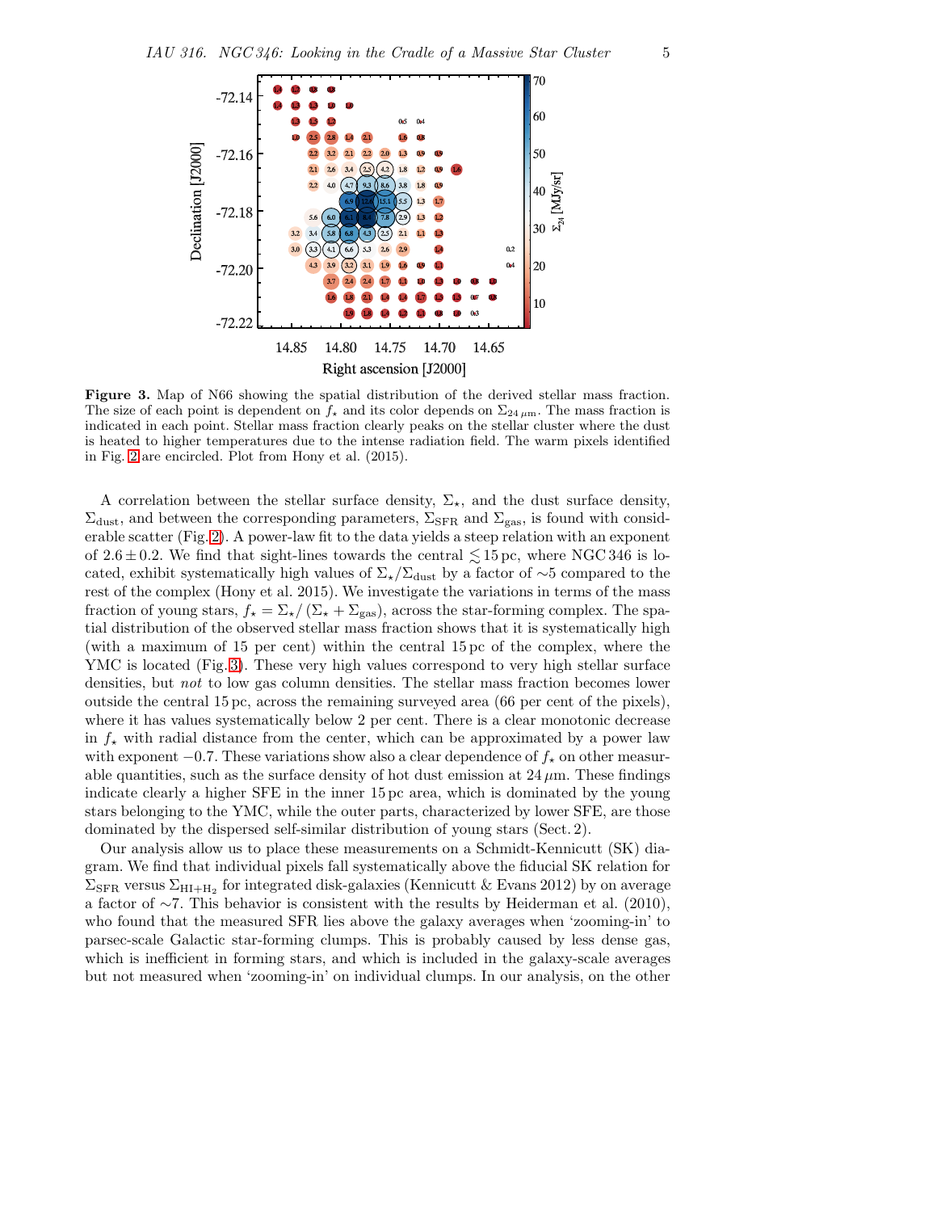**Figure 3.** Map of N66 showing the spatial distribution of the derived stellar mass fraction. The size of each point is dependent on $f_\star$ and its color depends on $\Sigma_{24\,\mu\mathrm{m}}$. The mass fraction is indicated in each point. Stellar mass fraction clearly peaks on the stellar cluster where the dust is heated to higher temperatures due to the intense radiation field. The warm pixels identified in Fig. 2 are encircled. Plot from Hony et al. (2015).

A correlation between the stellar surface density, $\Sigma_\star$, and the dust surface density, $\Sigma_{\rm dust}$, and between the corresponding parameters, $\Sigma_{\rm SFR}$ and $\Sigma_{\rm gas}$, is found with considerable scatter (Fig. 2). A power-law fit to the data yields a steep relation with an exponent of $2.6 \pm 0.2$. We find that sight-lines towards the central $\lesssim 15$ pc, where NGC 346 is located, exhibit systematically high values of $\Sigma_\star/\Sigma_{\rm dust}$ by a factor of $\sim$5 compared to the rest of the complex (Hony et al. 2015). We investigate the variations in terms of the mass fraction of young stars, $f_\star = \Sigma_\star/\left(\Sigma_\star + \Sigma_{\rm gas}\right)$, across the star-forming complex. The spatial distribution of the observed stellar mass fraction shows that it is systematically high (with a maximum of 15 per cent) within the central 15 pc of the complex, where the YMC is located (Fig. 3). These very high values correspond to very high stellar surface densities, but *not* to low gas column densities. The stellar mass fraction becomes lower outside the central 15 pc, across the remaining surveyed area (66 per cent of the pixels), where it has values systematically below 2 per cent. There is a clear monotonic decrease in $f_\star$ with radial distance from the center, which can be approximated by a power law with exponent $-0.7$. These variations show also a clear dependence of $f_\star$ on other measurable quantities, such as the surface density of hot dust emission at $24\,\mu$m. These findings indicate clearly a higher SFE in the inner 15 pc area, which is dominated by the young stars belonging to the YMC, while the outer parts, characterized by lower SFE, are those dominated by the dispersed self-similar distribution of young stars (Sect. 2).

Our analysis allow us to place these measurements on a Schmidt-Kennicutt (SK) diagram. We find that individual pixels fall systematically above the fiducial SK relation for $\Sigma_{\rm SFR}$ versus $\Sigma_{\rm HI+H_2}$ for integrated disk-galaxies (Kennicutt & Evans 2012) by on average a factor of $\sim$7. This behavior is consistent with the results by Heiderman et al. (2010), who found that the measured SFR lies above the galaxy averages when 'zooming-in' to parsec-scale Galactic star-forming clumps. This is probably caused by less dense gas, which is inefficient in forming stars, and which is included in the galaxy-scale averages but not measured when 'zooming-in' on individual clumps. In our analysis, on the other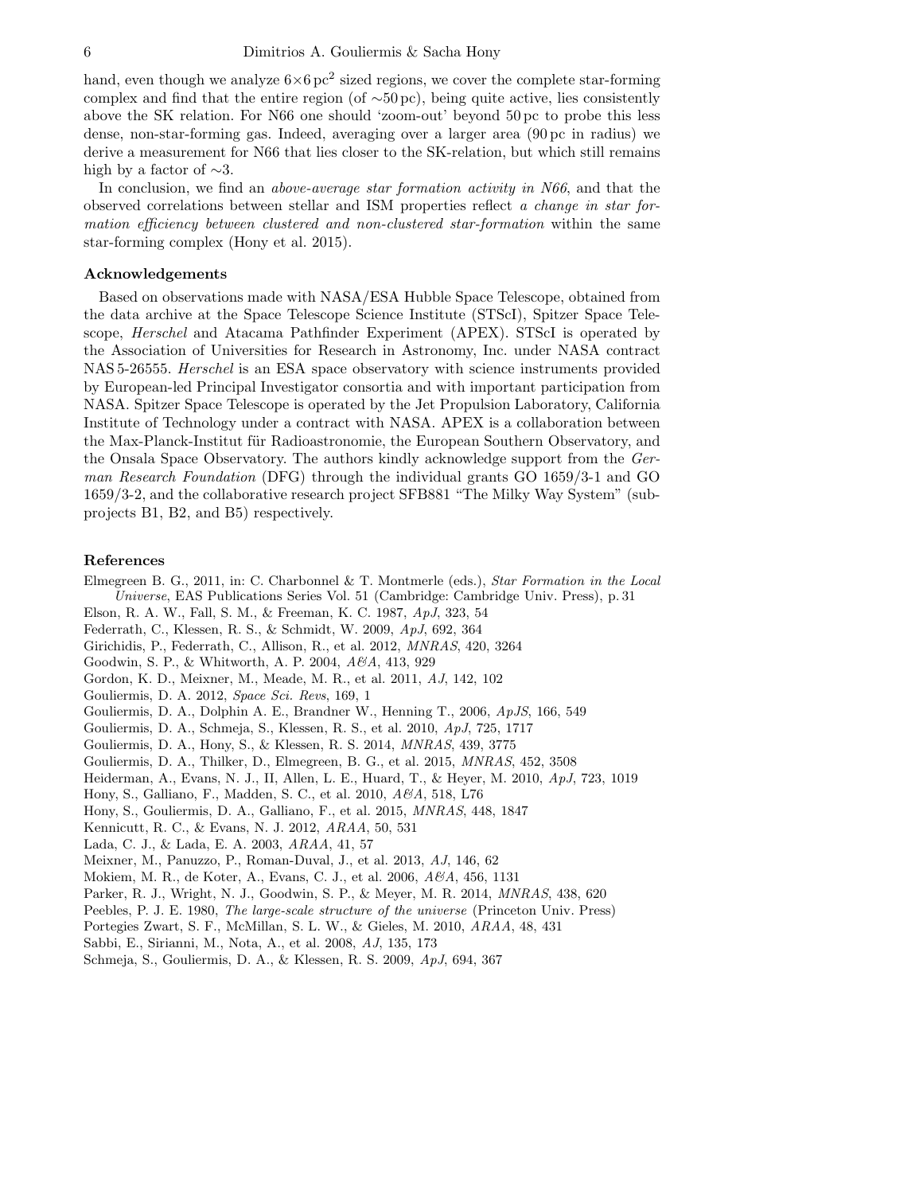hand, even though we analyze $6 \times 6\,\mathrm{pc}^2$ sized regions, we cover the complete star-forming complex and find that the entire region (of $\sim$50 pc), being quite active, lies consistently above the SK relation. For N66 one should 'zoom-out' beyond 50 pc to probe this less dense, non-star-forming gas. Indeed, averaging over a larger area (90 pc in radius) we derive a measurement for N66 that lies closer to the SK-relation, but which still remains high by a factor of $\sim$3.

In conclusion, we find an *above-average star formation activity in N66*, and that the observed correlations between stellar and ISM properties reflect *a change in star formation efficiency between clustered and non-clustered star-formation* within the same star-forming complex (Hony et al. 2015).

## Acknowledgements

Based on observations made with NASA/ESA Hubble Space Telescope, obtained from the data archive at the Space Telescope Science Institute (STScI), Spitzer Space Telescope, *Herschel* and Atacama Pathfinder Experiment (APEX). STScI is operated by the Association of Universities for Research in Astronomy, Inc. under NASA contract NAS 5-26555. *Herschel* is an ESA space observatory with science instruments provided by European-led Principal Investigator consortia and with important participation from NASA. Spitzer Space Telescope is operated by the Jet Propulsion Laboratory, California Institute of Technology under a contract with NASA. APEX is a collaboration between the Max-Planck-Institut für Radioastronomie, the European Southern Observatory, and the Onsala Space Observatory. The authors kindly acknowledge support from the *German Research Foundation* (DFG) through the individual grants GO 1659/3-1 and GO 1659/3-2, and the collaborative research project SFB881 "The Milky Way System" (subprojects B1, B2, and B5) respectively.

## References

Elmegreen B. G., 2011, in: C. Charbonnel & T. Montmerle (eds.), *Star Formation in the Local Universe*, EAS Publications Series Vol. 51 (Cambridge: Cambridge Univ. Press), p. 31

Elson, R. A. W., Fall, S. M., & Freeman, K. C. 1987, *ApJ*, 323, 54

Federrath, C., Klessen, R. S., & Schmidt, W. 2009, *ApJ*, 692, 364

Girichidis, P., Federrath, C., Allison, R., et al. 2012, *MNRAS*, 420, 3264

Goodwin, S. P., & Whitworth, A. P. 2004, *A&A*, 413, 929

Gordon, K. D., Meixner, M., Meade, M. R., et al. 2011, *AJ*, 142, 102

Gouliermis, D. A. 2012, *Space Sci. Revs*, 169, 1

Gouliermis, D. A., Dolphin A. E., Brandner W., Henning T., 2006, *ApJS*, 166, 549

Gouliermis, D. A., Schmeja, S., Klessen, R. S., et al. 2010, *ApJ*, 725, 1717

Gouliermis, D. A., Hony, S., & Klessen, R. S. 2014, *MNRAS*, 439, 3775

Gouliermis, D. A., Thilker, D., Elmegreen, B. G., et al. 2015, *MNRAS*, 452, 3508

Heiderman, A., Evans, N. J., II, Allen, L. E., Huard, T., & Heyer, M. 2010, *ApJ*, 723, 1019

Hony, S., Galliano, F., Madden, S. C., et al. 2010, *A&A*, 518, L76

Hony, S., Gouliermis, D. A., Galliano, F., et al. 2015, *MNRAS*, 448, 1847

Kennicutt, R. C., & Evans, N. J. 2012, *ARAA*, 50, 531

Lada, C. J., & Lada, E. A. 2003, *ARAA*, 41, 57

Meixner, M., Panuzzo, P., Roman-Duval, J., et al. 2013, *AJ*, 146, 62

Mokiem, M. R., de Koter, A., Evans, C. J., et al. 2006, *A&A*, 456, 1131

Parker, R. J., Wright, N. J., Goodwin, S. P., & Meyer, M. R. 2014, *MNRAS*, 438, 620

Peebles, P. J. E. 1980, *The large-scale structure of the universe* (Princeton Univ. Press)

Portegies Zwart, S. F., McMillan, S. L. W., & Gieles, M. 2010, *ARAA*, 48, 431

Sabbi, E., Sirianni, M., Nota, A., et al. 2008, *AJ*, 135, 173

Schmeja, S., Gouliermis, D. A., & Klessen, R. S. 2009, *ApJ*, 694, 367